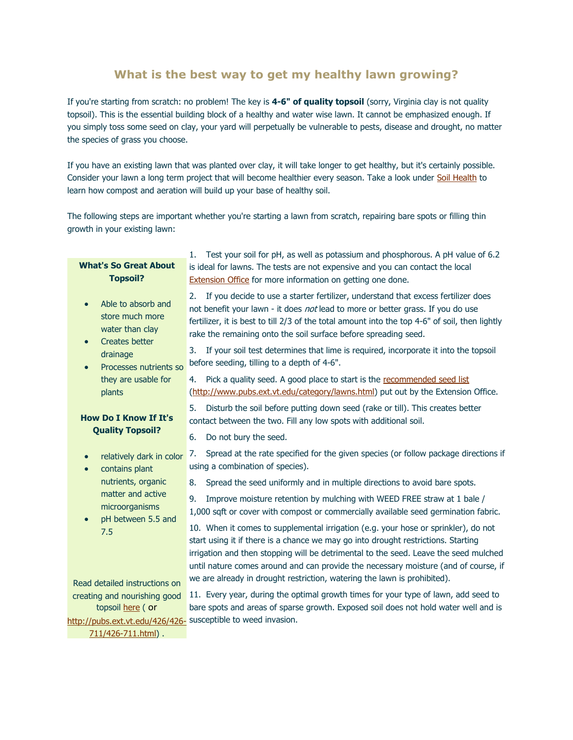## What is the best way to get my healthy lawn growing?

If you're starting from scratch: no problem! The key is **4-6" of quality topsoil** (sorry, Virginia clay is not quality topsoil). This is the essential building block of a healthy and water wise lawn. It cannot be emphasized enough. If you simply toss some seed on clay, your yard will perpetually be vulnerable to pests, disease and drought, no matter the species of grass you choose.

If you have an existing lawn that was planted over clay, it will take longer to get healthy, but it's certainly possible. Consider your lawn a long term project that will become healthier every season. Take a look under Soil Health to learn how compost and aeration will build up your base of healthy soil.

The following steps are important whether you're starting a lawn from scratch, repairing bare spots or filling thin growth in your existing lawn:

1. Test your soil for pH, as well as potassium and phosphorous. A pH value of 6.2 is ideal for lawns. The tests are not expensive and you can contact the local Extension Office for more information on getting one done.
2. If you decide to use a starter fertilizer, understand that excess fertilizer does not benefit your lawn - it does *not* lead to more or better grass. If you do use fertilizer, it is best to till 2/3 of the total amount into the top 4-6" of soil, then lightly rake the remaining onto the soil surface before spreading seed.
3. If your soil test determines that lime is required, incorporate it into the topsoil before seeding, tilling to a depth of 4-6".
4. Pick a quality seed. A good place to start is the recommended seed list (http://www.pubs.ext.vt.edu/category/lawns.html) put out by the Extension Office.
5. Disturb the soil before putting down seed (rake or till). This creates better contact between the two. Fill any low spots with additional soil.
6. Do not bury the seed.
7. Spread at the rate specified for the given species (or follow package directions if using a combination of species).
8. Spread the seed uniformly and in multiple directions to avoid bare spots.
9. Improve moisture retention by mulching with WEED FREE straw at 1 bale / 1,000 sqft or cover with compost or commercially available seed germination fabric.
10. When it comes to supplemental irrigation (e.g. your hose or sprinkler), do not start using it if there is a chance we may go into drought restrictions. Starting irrigation and then stopping will be detrimental to the seed. Leave the seed mulched until nature comes around and can provide the necessary moisture (and of course, if we are already in drought restriction, watering the lawn is prohibited).
11. Every year, during the optimal growth times for your type of lawn, add seed to bare spots and areas of sparse growth. Exposed soil does not hold water well and is susceptible to weed invasion.

**What's So Great About Topsoil?**

- Able to absorb and store much more water than clay
- Creates better drainage
- Processes nutrients so they are usable for plants

**How Do I Know If It's Quality Topsoil?**

- relatively dark in color
- contains plant nutrients, organic matter and active microorganisms
- pH between 5.5 and 7.5

Read detailed instructions on creating and nourishing good topsoil here ( or http://pubs.ext.vt.edu/426/426-711/426-711.html) .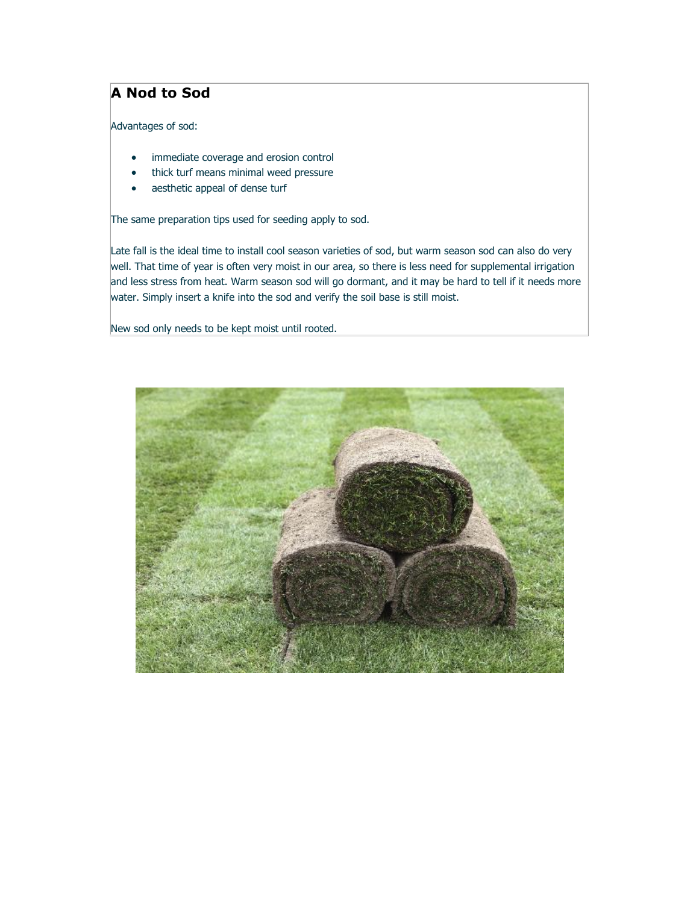## A Nod to Sod

Advantages of sod:

- immediate coverage and erosion control
- thick turf means minimal weed pressure
- aesthetic appeal of dense turf

The same preparation tips used for seeding apply to sod.

Late fall is the ideal time to install cool season varieties of sod, but warm season sod can also do very well. That time of year is often very moist in our area, so there is less need for supplemental irrigation and less stress from heat. Warm season sod will go dormant, and it may be hard to tell if it needs more water. Simply insert a knife into the sod and verify the soil base is still moist.

New sod only needs to be kept moist until rooted.